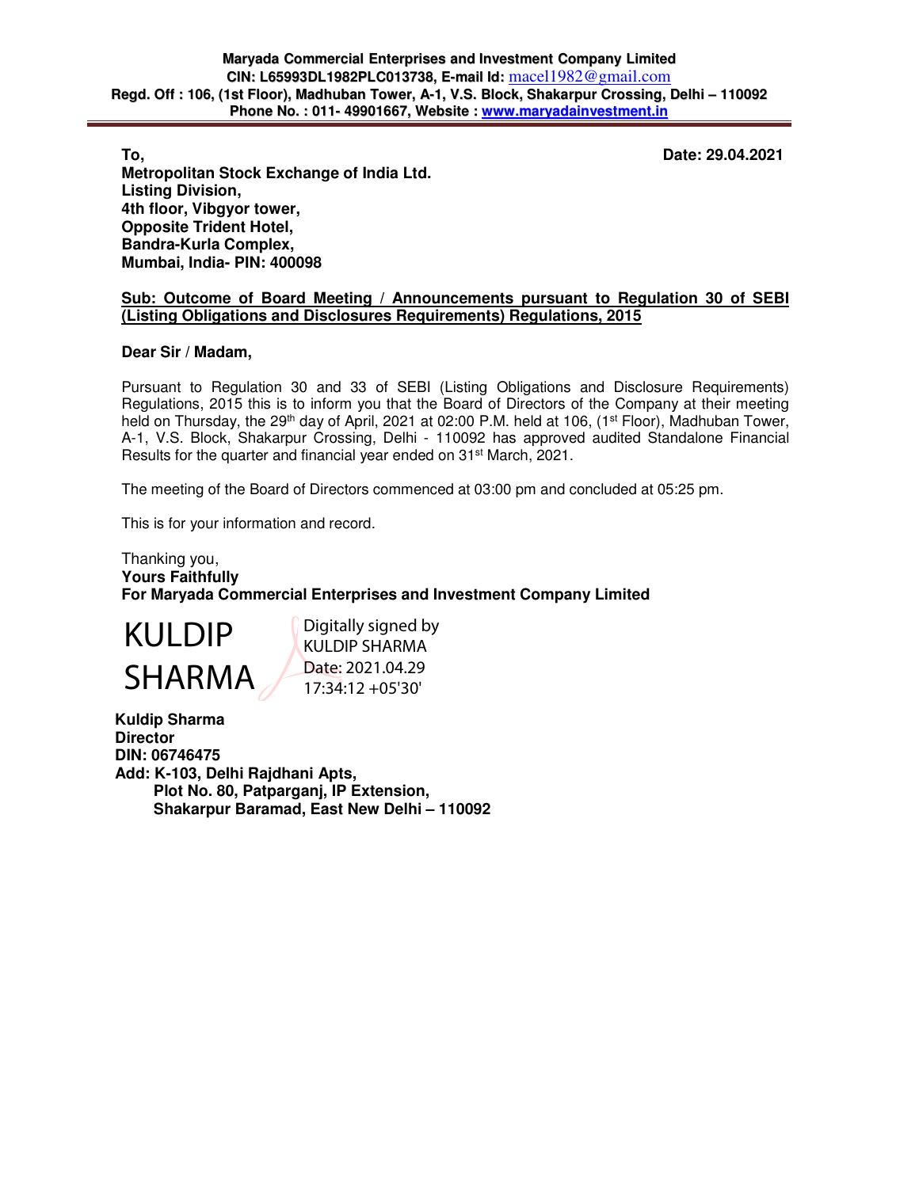**Maryada Commercial Enterprises and Investment Company Limited**
**CIN: L65993DL1982PLC013738, E-mail Id: macel1982@gmail.com**
**Regd. Off : 106, (1st Floor), Madhuban Tower, A-1, V.S. Block, Shakarpur Crossing, Delhi – 110092**
**Phone No. : 011- 49901667, Website : www.maryadainvestment.in**

**Date: 29.04.2021**

**To,**
**Metropolitan Stock Exchange of India Ltd.**
**Listing Division,**
**4th floor, Vibgyor tower,**
**Opposite Trident Hotel,**
**Bandra-Kurla Complex,**
**Mumbai, India- PIN: 400098**

**Sub: Outcome of Board Meeting / Announcements pursuant to Regulation 30 of SEBI (Listing Obligations and Disclosures Requirements) Regulations, 2015**

**Dear Sir / Madam,**

Pursuant to Regulation 30 and 33 of SEBI (Listing Obligations and Disclosure Requirements) Regulations, 2015 this is to inform you that the Board of Directors of the Company at their meeting held on Thursday, the 29th day of April, 2021 at 02:00 P.M. held at 106, (1st Floor), Madhuban Tower, A-1, V.S. Block, Shakarpur Crossing, Delhi - 110092 has approved audited Standalone Financial Results for the quarter and financial year ended on 31st March, 2021.

The meeting of the Board of Directors commenced at 03:00 pm and concluded at 05:25 pm.

This is for your information and record.

Thanking you,
**Yours Faithfully**
**For Maryada Commercial Enterprises and Investment Company Limited**

KULDIP SHARMA
Digitally signed by KULDIP SHARMA
Date: 2021.04.29 17:34:12 +05'30'

**Kuldip Sharma**
**Director**
**DIN: 06746475**
**Add: K-103, Delhi Rajdhani Apts,**
**Plot No. 80, Patparganj, IP Extension,**
**Shakarpur Baramad, East New Delhi – 110092**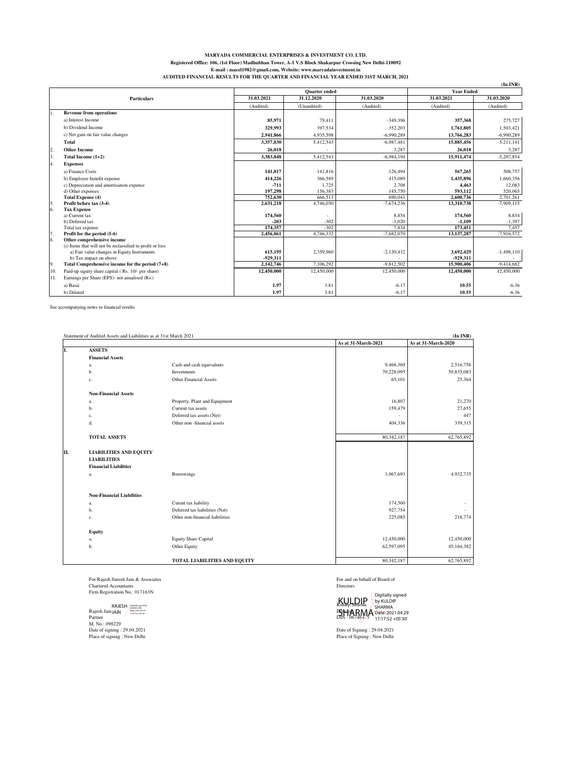**MARYADA COMMERCIAL ENTERPRISES & INVESTMENT CO. LTD.**

**Registered Office: 106, (1st Floor) Madhubhan Tower, A-1 V.S Block Shakarpur Crossing New Delhi-110092**

**E-mail : macel1982@gmail.com, Website: www.maryadainvestment.in**

**AUDITED FINANCIAL RESULTS FOR THE QUARTER AND FINANCIAL YEAR ENDED 31ST MARCH, 2021**

**(In INR)**

| | Particulars | Quarter ended | | | Year Ended | |
|---|---|---|---|---|---|---|
| | | 31.03.2021 | 31.12.2020 | 31.03.2020 | 31.03.2021 | 31.03.2020 |
| | | (Audited) | (Unaudited) | (Audited) | (Audited) | (Audited) |
| 1. | **Revenue from operations** | | | | | |
| | a) Interest Income | **85,971** | 79,411 | -349,396 | **357,368** | 275,727 |
| | b) Dividend Income | **329,993** | 397,534 | 352,203 | **1,761,805** | 1,503,421 |
| | c) Net gain on fair value changes | **2,941,866** | 4,935,598 | -6,990,289 | **13,766,283** | -6,990,289 |
| | **Total** | **3,357,830** | 5,412,543 | -6,987,481 | **15,885,456** | -5,211,141 |
| 2. | **Other Income** | **26,018** | - | 3,287 | **26,018** | 3,287 |
| 3. | **Total Income (1+2)** | **3,383,848** | 5,412,543 | -6,984,194 | **15,911,474** | -5,207,854 |
| 4. | **Expenses** | | | | | |
| | a) Finance Costs | **141,817** | 141,816 | 126,494 | **567,265** | 508,757 |
| | b) Employee benefit expense | **414,226** | 366,589 | 415,089 | **1,435,896** | 1,660,356 |
| | c) Depreciation and amortisation expense | **-711** | 1,725 | 2,708 | **4,463** | 12,083 |
| | d) Other expenses | **197,298** | 156,383 | 145,750 | **593,112** | 520,065 |
| | **Total Expense (4)** | **752,630** | 666,513 | 690,041 | **2,600,736** | 2,701,261 |
| 5. | **Profit before tax (3-4)** | **2,631,218** | 4,746,030 | -7,674,236 | **13,310,738** | -7,909,115 |
| 6. | **Tax Expense** | | | | | |
| | a) Current tax | **174,560** | - | 8,854 | **174,560** | 8,854 |
| | b) Deferred tax | **-203** | -302 | -1,020 | **-1,109** | -1,397 |
| | Total tax expense | **174,357** | -302 | 7,834 | **173,451** | 7,457 |
| 7. | **Profit for the period (5-6)** | **2,456,861** | 4,746,332 | -7,682,070 | **13,137,287** | -7,916,572 |
| 8. | **Other comprehensive income** | | | | | |
| | (i) Items that will not be reclassified to profit or loss | | | | | |
| | a) Fair value changes in Equity Instruments | **615,195** | 2,359,960 | -2,130,432 | **3,692,429** | -1,498,110 |
| | b) Tax impact on above | **-929,311** | | - | **-929,311** | - |
| 9. | **Total Comprehensive income for the period (7+8)** | **2,142,746** | 7,106,292 | -9,812,502 | **15,900,406** | -9,414,682 |
| 10. | Paid-up equity share capital ( Rs. 10/- per share) | **12,450,000** | 12,450,000 | 12,450,000 | **12,450,000** | 12,450,000 |
| 11. | Earnings per Share (EPS)- not anualised (Rs.) | | | | | |
| | a) Basic | **1.97** | 3.81 | -6.17 | **10.55** | -6.36 |
| | b) Diluted | **1.97** | 3.81 | -6.17 | **10.55** | -6.36 |

See accompanying notes to financial results

Statement of Audited Assets and Liabilities as at 31st March 2021 **(In INR)**

| | | | As at 31-March-2021 | As at 31-March-2020 |
|---|---|---|---|---|
| **I.** | **ASSETS** | | | |
| | **Financial Assets** | | | |
| | a. | Cash and cash equivalents | 9,468,369 | 2,516,758 |
| | b. | Investments | 70,228,095 | 59,835,083 |
| | c. | Other Financial Assets | 65,101 | 25,364 |
| | **Non-Financial Assets** | | | |
| | a. | Property, Plant and Equipment | 16,807 | 21,270 |
| | b. | Current tax assets | 159,479 | 27,655 |
| | c. | Deferred tax assets (Net) | - | 447 |
| | d. | Other non -financial assets | 404,336 | 339,315 |
| | **TOTAL ASSETS** | | 80,342,187 | 62,765,892 |
| **II.** | **LIABILITIES AND EQUITY** | | | |
| | **LIABILITIES** | | | |
| | **Financial Liabilities** | | | |
| | a. | Borrowings | 3,967,693 | 4,932,735 |
| | **Non-Financial Liabilities** | | | |
| | a. | Curent tax liability | 174,560 | - |
| | b. | Deferred tax liabilities (Net) | 927,754 | - |
| | c. | Other non-financial liabilities | 225,085 | 218,774 |
| | **Equity** | | | |
| | a. | Equity Share Capital | 12,450,000 | 12,450,000 |
| | b. | Other Equity | 62,597,095 | 45,164,382 |
| | | **TOTAL LIABILITIES AND EQUITY** | 80,342,187 | 62,765,892 |

For Rajesh Suresh Jain & Associates
Chartered Accountants
Firm Registration No.: 017163N

RAJESH JAIN (Digitally signed by RAJESH JAIN Date: 2021.04.29 17:33:52 +05'30')
Rajesh Jain
Partner
M. No.: 098229
Date of signing : 29.04.2021
Place of signing : New Delhi

For and on behalf of Board of
Directors

KULDIP SHARMA (Digitally signed by KULDIP SHARMA Date: 2021.04.29 17:17:52 +05'30')
Kuldip Sharma
Director
DIN : 06746475
Date of Signing : 29.04.2021
Place of Signing : New Delhi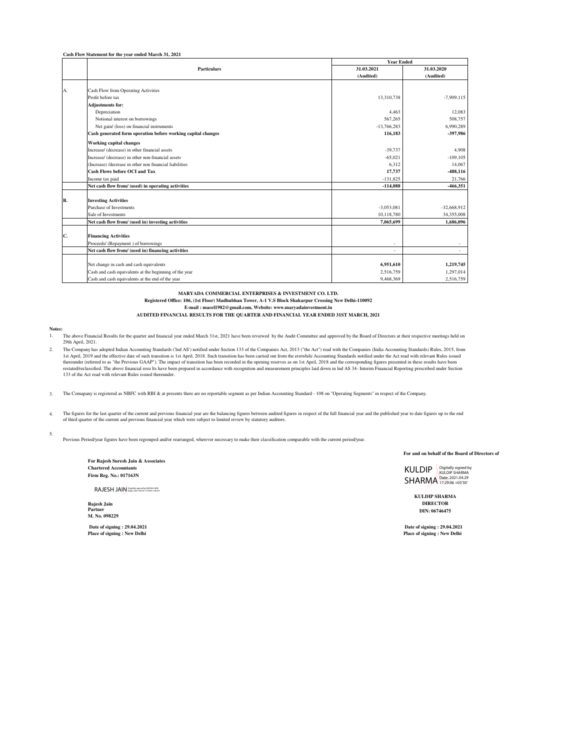**Cash Flow Statement for the year ended March 31, 2021**

| | Particulars | Year Ended | |
|---|---|---|---|
| | | 31.03.2021 (Audited) | 31.03.2020 (Audited) |
| A. | Cash Flow from Operating Activities | | |
| | Profit before tax | 13,310,738 | -7,909,115 |
| | **Adjustments for:** | | |
| | Depreciation | 4,463 | 12,083 |
| | Notional interest on borrowings | 567,265 | 508,757 |
| | Net gain/ (loss) on financial instruments | -13,766,283 | 6,990,289 |
| | **Cash generated form operation before working capital changes** | **116,183** | **-397,986** |
| | **Working capital changes** | | |
| | Increase/ (decrease) in other financial assets | -39,737 | 4,908 |
| | Increase/ (decrease) in other non-financial assets | -65,021 | -109,105 |
| | (Increase) /decrease in other non financial liabilities | 6,312 | 14,067 |
| | **Cash Flows before OCI and Tax** | **17,737** | **-488,116** |
| | Income tax paid | -131,825 | 21,766 |
| | **Net cash flow from/ (used) in operating activities** | **-114,088** | **-466,351** |
| **B.** | **Investing Activities** | | |
| | Purchase of Investments | -3,053,081 | -32,668,912 |
| | Sale of Investments | 10,118,780 | 34,355,008 |
| | **Net cash flow from/ (used in) investing activities** | **7,065,699** | **1,686,096** |
| **C.** | **Financing Activities** | | |
| | Proceeds/ (Repayment ) of borrowings | - | - |
| | **Net cash flow from/ (used in) financing activities** | - | - |
| | Net change in cash and cash equivalents | **6,951,610** | **1,219,745** |
| | Cash and cash equivalents at the beginning of the year | 2,516,759 | 1,297,014 |
| | Cash and cash equivalents at the end of the year | 9,468,369 | 2,516,759 |

**MARYADA COMMERCIAL ENTERPRISES & INVESTMENT CO. LTD.**
**Registered Office: 106, (1st Floor) Madhubhan Tower, A-1 V.S Block Shakarpur Crossing New Delhi-110092**
**E-mail : macel1982@gmail.com, Website: www.maryadainvestment.in**
**AUDITED FINANCIAL RESULTS FOR THE QUARTER AND FINANCIAL YEAR ENDED 31ST MARCH, 2021**

**Notes:**

1. The above Financial Results for the quarter and financial year ended March 31st, 2021 have been reviewed by the Audit Committee and approved by the Board of Directors at their respective meetings held on 29th April, 2021.
2. The Company has adopted Indian Accounting Standards ('Ind AS') notified under Section 133 of the Companies Act, 2013 ("the Act") read with the Companies (India Accounting Standards) Rules, 2015, from 1st April, 2019 and the effective date of such transition is 1st April, 2018. Such transition has been carried out from the erstwhile Accounting Standards notified under the Act read with relevant Rules issued thereunder (referred to as "the Previous GAAP"). The impact of transition has been recorded in the opening reserves as on 1st April, 2018 and the corresponding figures presented in these results have been restated/reclassified. The above financial resu lts have been prepared in accordance with recognition and measurement principles laid down in Ind AS 34- Interim Financial Reporting prescribed under Section 133 of the Act read with relevant Rules issued thereunder.
3. The Comapany is registered as NBFC with RBI & at presents there are no reportable segment as per Indian Accounting Standard - 108 on "Operating Segments" in respect of the Company.
4. The figures for the last quarter of the current and previous financial year are the balancing figures between audited figures in respect of the full financial year and the published year to date figures up to the end of third quarter of the current and previous financial year which were subject to limited review by statutory auditors.
5. Previous Period/year figures have been regrouped and/or rearranged, wherever necessary to make their classification comparable with the current period/year.

**For Rajesh Suresh Jain & Associates**
**Chartered Accountants**
**Firm Reg. No.: 017163N**

RAJESH JAIN (Digitally signed by RAJESH JAIN)

**Rajesh Jain**
**Partner**
**M. No. 098229**

**Date of signing : 29.04.2021**
**Place of signing : New Delhi**

**For and on behalf of the Board of Directors of**

KULDIP SHARMA (Digitally signed by KULDIP SHARMA Date: 2021.04.29 17:29:06 +05'30')

**KULDIP SHARMA**
**DIRECTOR**
**DIN: 06746475**

**Date of signing : 29.04.2021**
**Place of signing : New Delhi**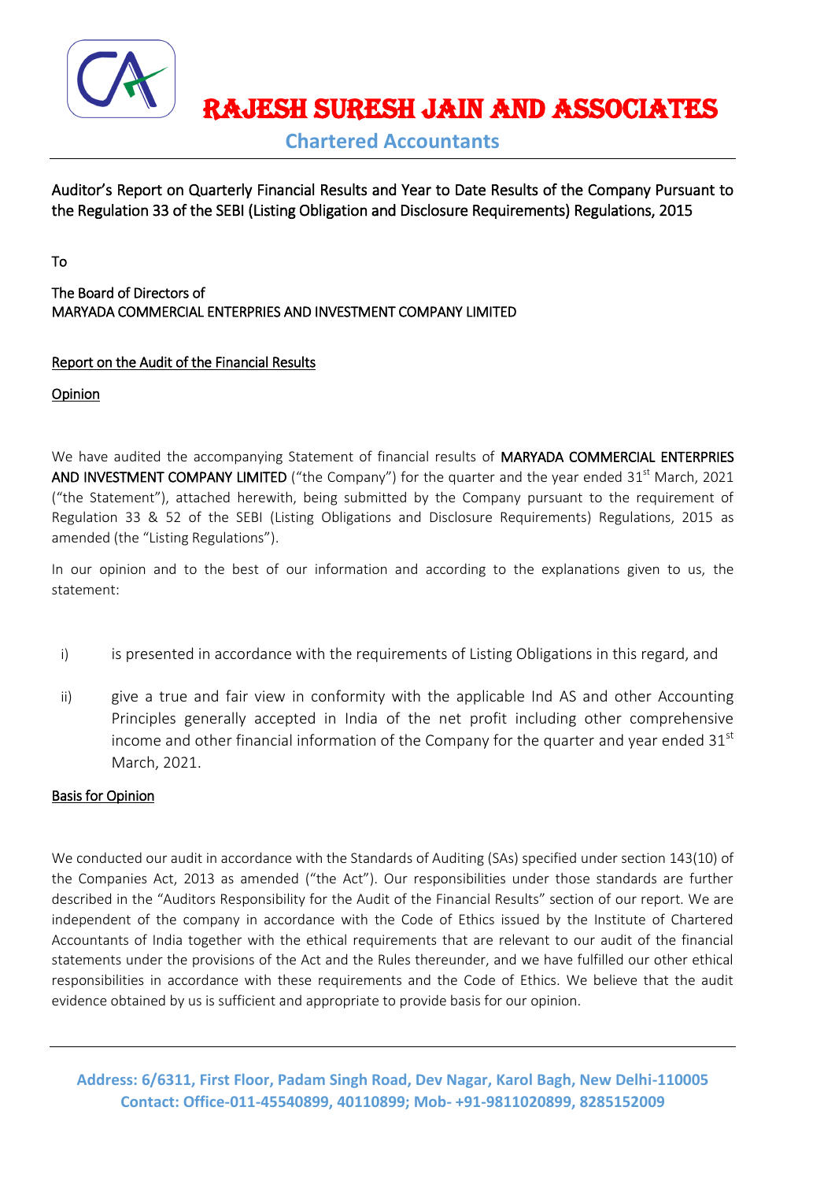# RAJESH SURESH JAIN AND ASSOCIATES

**Chartered Accountants**

Auditor's Report on Quarterly Financial Results and Year to Date Results of the Company Pursuant to the Regulation 33 of the SEBI (Listing Obligation and Disclosure Requirements) Regulations, 2015

To

The Board of Directors of
MARYADA COMMERCIAL ENTERPRIES AND INVESTMENT COMPANY LIMITED

## Report on the Audit of the Financial Results

### Opinion

We have audited the accompanying Statement of financial results of **MARYADA COMMERCIAL ENTERPRIES AND INVESTMENT COMPANY LIMITED** ("the Company") for the quarter and the year ended 31st March, 2021 ("the Statement"), attached herewith, being submitted by the Company pursuant to the requirement of Regulation 33 & 52 of the SEBI (Listing Obligations and Disclosure Requirements) Regulations, 2015 as amended (the "Listing Regulations").

In our opinion and to the best of our information and according to the explanations given to us, the statement:

i) is presented in accordance with the requirements of Listing Obligations in this regard, and

ii) give a true and fair view in conformity with the applicable Ind AS and other Accounting Principles generally accepted in India of the net profit including other comprehensive income and other financial information of the Company for the quarter and year ended 31st March, 2021.

### Basis for Opinion

We conducted our audit in accordance with the Standards of Auditing (SAs) specified under section 143(10) of the Companies Act, 2013 as amended ("the Act"). Our responsibilities under those standards are further described in the "Auditors Responsibility for the Audit of the Financial Results" section of our report. We are independent of the company in accordance with the Code of Ethics issued by the Institute of Chartered Accountants of India together with the ethical requirements that are relevant to our audit of the financial statements under the provisions of the Act and the Rules thereunder, and we have fulfilled our other ethical responsibilities in accordance with these requirements and the Code of Ethics. We believe that the audit evidence obtained by us is sufficient and appropriate to provide basis for our opinion.

**Address: 6/6311, First Floor, Padam Singh Road, Dev Nagar, Karol Bagh, New Delhi-110005**
**Contact: Office-011-45540899, 40110899; Mob- +91-9811020899, 8285152009**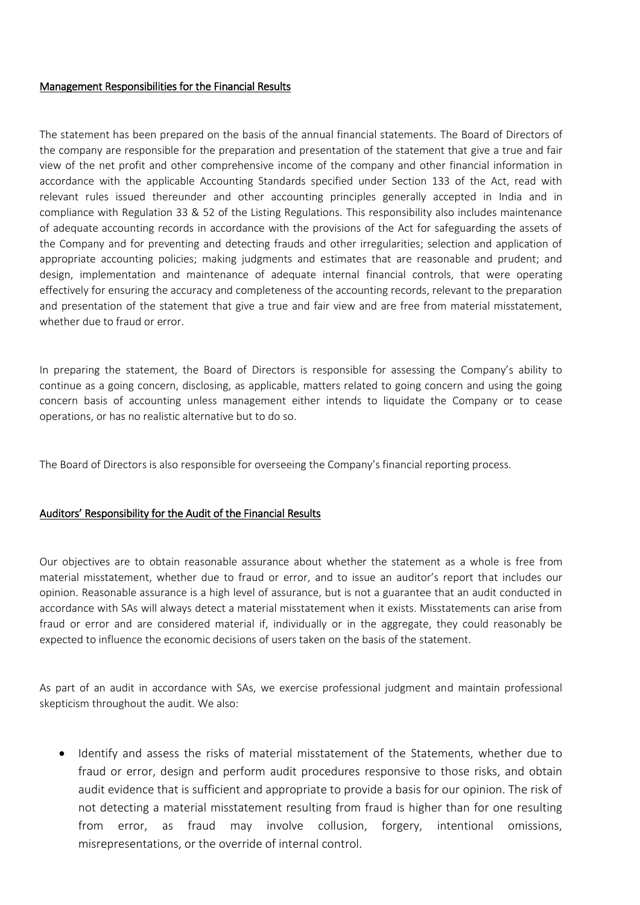## Management Responsibilities for the Financial Results

The statement has been prepared on the basis of the annual financial statements. The Board of Directors of the company are responsible for the preparation and presentation of the statement that give a true and fair view of the net profit and other comprehensive income of the company and other financial information in accordance with the applicable Accounting Standards specified under Section 133 of the Act, read with relevant rules issued thereunder and other accounting principles generally accepted in India and in compliance with Regulation 33 & 52 of the Listing Regulations. This responsibility also includes maintenance of adequate accounting records in accordance with the provisions of the Act for safeguarding the assets of the Company and for preventing and detecting frauds and other irregularities; selection and application of appropriate accounting policies; making judgments and estimates that are reasonable and prudent; and design, implementation and maintenance of adequate internal financial controls, that were operating effectively for ensuring the accuracy and completeness of the accounting records, relevant to the preparation and presentation of the statement that give a true and fair view and are free from material misstatement, whether due to fraud or error.

In preparing the statement, the Board of Directors is responsible for assessing the Company's ability to continue as a going concern, disclosing, as applicable, matters related to going concern and using the going concern basis of accounting unless management either intends to liquidate the Company or to cease operations, or has no realistic alternative but to do so.

The Board of Directors is also responsible for overseeing the Company's financial reporting process.

## Auditors' Responsibility for the Audit of the Financial Results

Our objectives are to obtain reasonable assurance about whether the statement as a whole is free from material misstatement, whether due to fraud or error, and to issue an auditor's report that includes our opinion. Reasonable assurance is a high level of assurance, but is not a guarantee that an audit conducted in accordance with SAs will always detect a material misstatement when it exists. Misstatements can arise from fraud or error and are considered material if, individually or in the aggregate, they could reasonably be expected to influence the economic decisions of users taken on the basis of the statement.

As part of an audit in accordance with SAs, we exercise professional judgment and maintain professional skepticism throughout the audit. We also:

- Identify and assess the risks of material misstatement of the Statements, whether due to fraud or error, design and perform audit procedures responsive to those risks, and obtain audit evidence that is sufficient and appropriate to provide a basis for our opinion. The risk of not detecting a material misstatement resulting from fraud is higher than for one resulting from error, as fraud may involve collusion, forgery, intentional omissions, misrepresentations, or the override of internal control.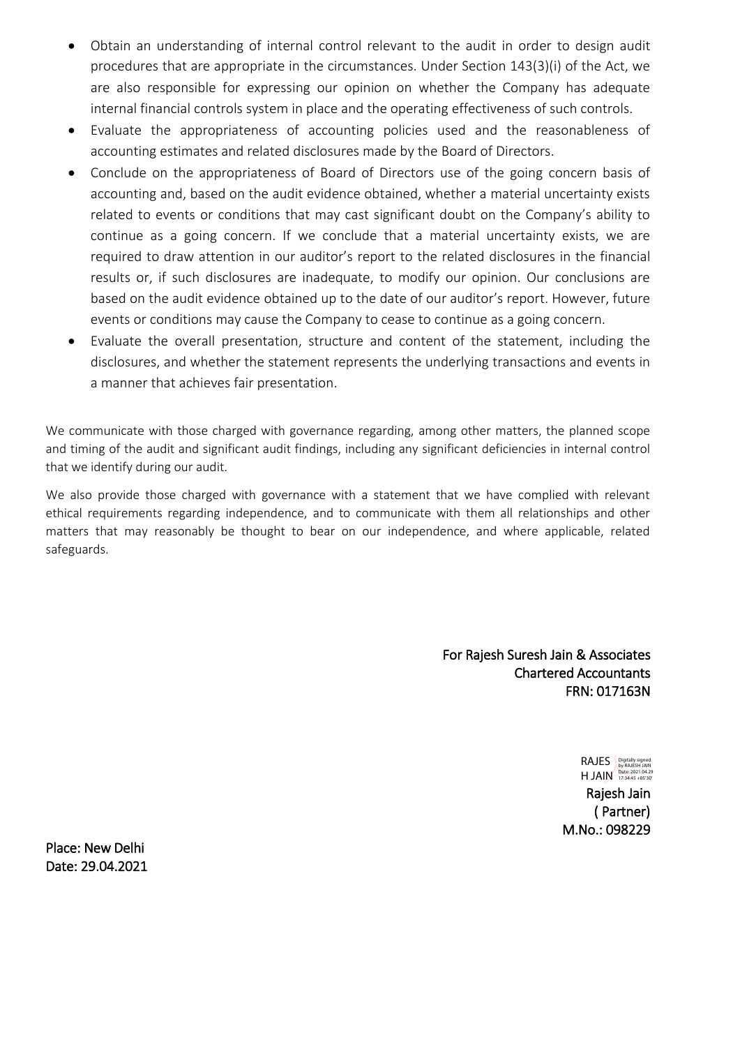- Obtain an understanding of internal control relevant to the audit in order to design audit procedures that are appropriate in the circumstances. Under Section 143(3)(i) of the Act, we are also responsible for expressing our opinion on whether the Company has adequate internal financial controls system in place and the operating effectiveness of such controls.
- Evaluate the appropriateness of accounting policies used and the reasonableness of accounting estimates and related disclosures made by the Board of Directors.
- Conclude on the appropriateness of Board of Directors use of the going concern basis of accounting and, based on the audit evidence obtained, whether a material uncertainty exists related to events or conditions that may cast significant doubt on the Company's ability to continue as a going concern. If we conclude that a material uncertainty exists, we are required to draw attention in our auditor's report to the related disclosures in the financial results or, if such disclosures are inadequate, to modify our opinion. Our conclusions are based on the audit evidence obtained up to the date of our auditor's report. However, future events or conditions may cause the Company to cease to continue as a going concern.
- Evaluate the overall presentation, structure and content of the statement, including the disclosures, and whether the statement represents the underlying transactions and events in a manner that achieves fair presentation.

We communicate with those charged with governance regarding, among other matters, the planned scope and timing of the audit and significant audit findings, including any significant deficiencies in internal control that we identify during our audit.

We also provide those charged with governance with a statement that we have complied with relevant ethical requirements regarding independence, and to communicate with them all relationships and other matters that may reasonably be thought to bear on our independence, and where applicable, related safeguards.

For Rajesh Suresh Jain & Associates
Chartered Accountants
FRN: 017163N

RAJESH JAIN — Digitally signed by RAJESH JAIN Date: 2021.04.29 17:34:45 +05'30'

Rajesh Jain
( Partner)
M.No.: 098229

Place: New Delhi
Date: 29.04.2021